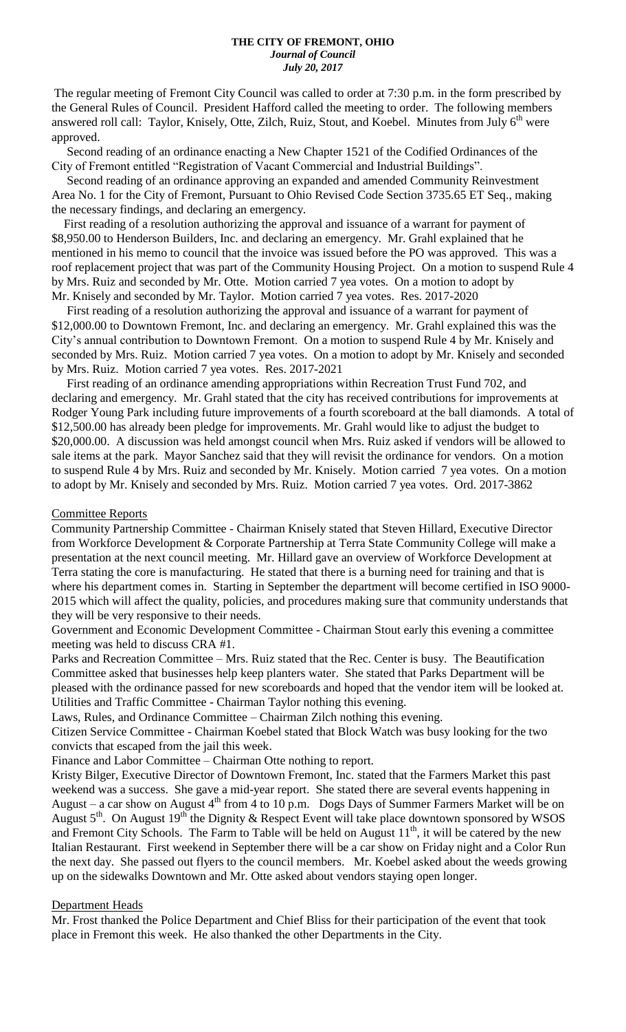**THE CITY OF FREMONT, OHIO**
***Journal of Council***
***July 20, 2017***

The regular meeting of Fremont City Council was called to order at 7:30 p.m. in the form prescribed by the General Rules of Council. President Hafford called the meeting to order. The following members answered roll call: Taylor, Knisely, Otte, Zilch, Ruiz, Stout, and Koebel. Minutes from July 6th were approved.

Second reading of an ordinance enacting a New Chapter 1521 of the Codified Ordinances of the City of Fremont entitled "Registration of Vacant Commercial and Industrial Buildings".

Second reading of an ordinance approving an expanded and amended Community Reinvestment Area No. 1 for the City of Fremont, Pursuant to Ohio Revised Code Section 3735.65 ET Seq., making the necessary findings, and declaring an emergency.

First reading of a resolution authorizing the approval and issuance of a warrant for payment of $8,950.00 to Henderson Builders, Inc. and declaring an emergency. Mr. Grahl explained that he mentioned in his memo to council that the invoice was issued before the PO was approved. This was a roof replacement project that was part of the Community Housing Project. On a motion to suspend Rule 4 by Mrs. Ruiz and seconded by Mr. Otte. Motion carried 7 yea votes. On a motion to adopt by Mr. Knisely and seconded by Mr. Taylor. Motion carried 7 yea votes. Res. 2017-2020

First reading of a resolution authorizing the approval and issuance of a warrant for payment of $12,000.00 to Downtown Fremont, Inc. and declaring an emergency. Mr. Grahl explained this was the City's annual contribution to Downtown Fremont. On a motion to suspend Rule 4 by Mr. Knisely and seconded by Mrs. Ruiz. Motion carried 7 yea votes. On a motion to adopt by Mr. Knisely and seconded by Mrs. Ruiz. Motion carried 7 yea votes. Res. 2017-2021

First reading of an ordinance amending appropriations within Recreation Trust Fund 702, and declaring and emergency. Mr. Grahl stated that the city has received contributions for improvements at Rodger Young Park including future improvements of a fourth scoreboard at the ball diamonds. A total of $12,500.00 has already been pledge for improvements. Mr. Grahl would like to adjust the budget to $20,000.00. A discussion was held amongst council when Mrs. Ruiz asked if vendors will be allowed to sale items at the park. Mayor Sanchez said that they will revisit the ordinance for vendors. On a motion to suspend Rule 4 by Mrs. Ruiz and seconded by Mr. Knisely. Motion carried 7 yea votes. On a motion to adopt by Mr. Knisely and seconded by Mrs. Ruiz. Motion carried 7 yea votes. Ord. 2017-3862

## Committee Reports

Community Partnership Committee - Chairman Knisely stated that Steven Hillard, Executive Director from Workforce Development & Corporate Partnership at Terra State Community College will make a presentation at the next council meeting. Mr. Hillard gave an overview of Workforce Development at Terra stating the core is manufacturing. He stated that there is a burning need for training and that is where his department comes in. Starting in September the department will become certified in ISO 9000-2015 which will affect the quality, policies, and procedures making sure that community understands that they will be very responsive to their needs.

Government and Economic Development Committee - Chairman Stout early this evening a committee meeting was held to discuss CRA #1.

Parks and Recreation Committee – Mrs. Ruiz stated that the Rec. Center is busy. The Beautification Committee asked that businesses help keep planters water. She stated that Parks Department will be pleased with the ordinance passed for new scoreboards and hoped that the vendor item will be looked at.

Utilities and Traffic Committee - Chairman Taylor nothing this evening.

Laws, Rules, and Ordinance Committee – Chairman Zilch nothing this evening.

Citizen Service Committee - Chairman Koebel stated that Block Watch was busy looking for the two convicts that escaped from the jail this week.

Finance and Labor Committee – Chairman Otte nothing to report.

Kristy Bilger, Executive Director of Downtown Fremont, Inc. stated that the Farmers Market this past weekend was a success. She gave a mid-year report. She stated there are several events happening in August – a car show on August 4th from 4 to 10 p.m. Dogs Days of Summer Farmers Market will be on August 5th. On August 19th the Dignity & Respect Event will take place downtown sponsored by WSOS and Fremont City Schools. The Farm to Table will be held on August 11th, it will be catered by the new Italian Restaurant. First weekend in September there will be a car show on Friday night and a Color Run the next day. She passed out flyers to the council members. Mr. Koebel asked about the weeds growing up on the sidewalks Downtown and Mr. Otte asked about vendors staying open longer.

## Department Heads

Mr. Frost thanked the Police Department and Chief Bliss for their participation of the event that took place in Fremont this week. He also thanked the other Departments in the City.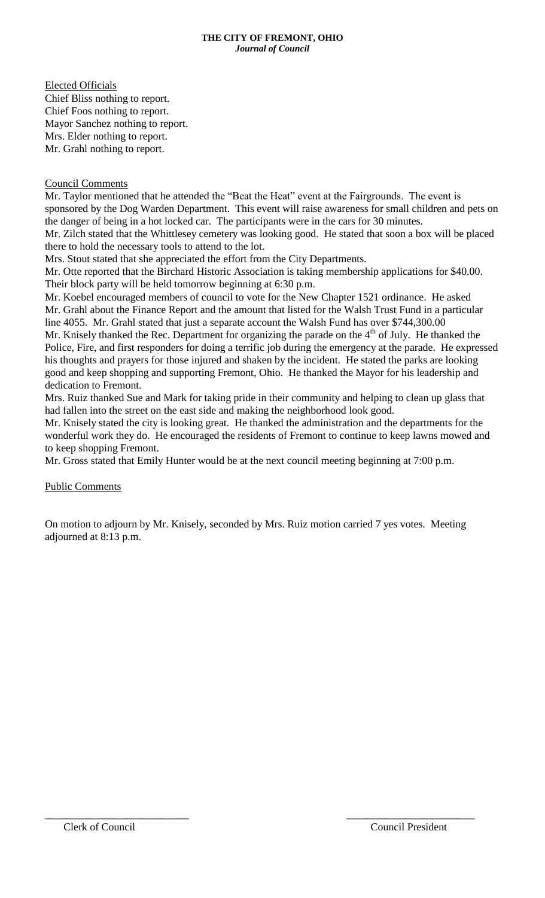Elected Officials

Chief Bliss nothing to report.
Chief Foos nothing to report.
Mayor Sanchez nothing to report.
Mrs. Elder nothing to report.
Mr. Grahl nothing to report.

Council Comments

Mr. Taylor mentioned that he attended the "Beat the Heat" event at the Fairgrounds. The event is sponsored by the Dog Warden Department. This event will raise awareness for small children and pets on the danger of being in a hot locked car. The participants were in the cars for 30 minutes.
Mr. Zilch stated that the Whittlesey cemetery was looking good. He stated that soon a box will be placed there to hold the necessary tools to attend to the lot.
Mrs. Stout stated that she appreciated the effort from the City Departments.
Mr. Otte reported that the Birchard Historic Association is taking membership applications for $40.00. Their block party will be held tomorrow beginning at 6:30 p.m.
Mr. Koebel encouraged members of council to vote for the New Chapter 1521 ordinance. He asked Mr. Grahl about the Finance Report and the amount that listed for the Walsh Trust Fund in a particular line 4055. Mr. Grahl stated that just a separate account the Walsh Fund has over $744,300.00
Mr. Knisely thanked the Rec. Department for organizing the parade on the 4th of July. He thanked the Police, Fire, and first responders for doing a terrific job during the emergency at the parade. He expressed his thoughts and prayers for those injured and shaken by the incident. He stated the parks are looking good and keep shopping and supporting Fremont, Ohio. He thanked the Mayor for his leadership and dedication to Fremont.
Mrs. Ruiz thanked Sue and Mark for taking pride in their community and helping to clean up glass that had fallen into the street on the east side and making the neighborhood look good.
Mr. Knisely stated the city is looking great. He thanked the administration and the departments for the wonderful work they do. He encouraged the residents of Fremont to continue to keep lawns mowed and to keep shopping Fremont.
Mr. Gross stated that Emily Hunter would be at the next council meeting beginning at 7:00 p.m.

Public Comments

On motion to adjourn by Mr. Knisely, seconded by Mrs. Ruiz motion carried 7 yes votes. Meeting adjourned at 8:13 p.m.

\_\_\_\_\_\_\_\_\_\_\_\_\_\_\_\_\_\_\_\_\_\_\_\_\_\_\_ \_\_\_\_\_\_\_\_\_\_\_\_\_\_\_\_\_\_\_\_\_\_\_\_\_\_\_

Clerk of Council Council President